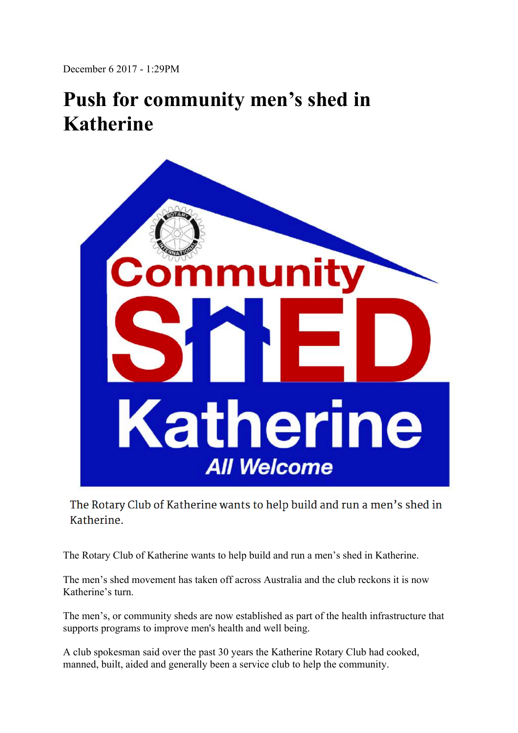December 6 2017 - 1:29PM

# Push for community men's shed in Katherine

The Rotary Club of Katherine wants to help build and run a men's shed in Katherine.

The Rotary Club of Katherine wants to help build and run a men's shed in Katherine.

The men's shed movement has taken off across Australia and the club reckons it is now Katherine's turn.

The men's, or community sheds are now established as part of the health infrastructure that supports programs to improve men's health and well being.

A club spokesman said over the past 30 years the Katherine Rotary Club had cooked, manned, built, aided and generally been a service club to help the community.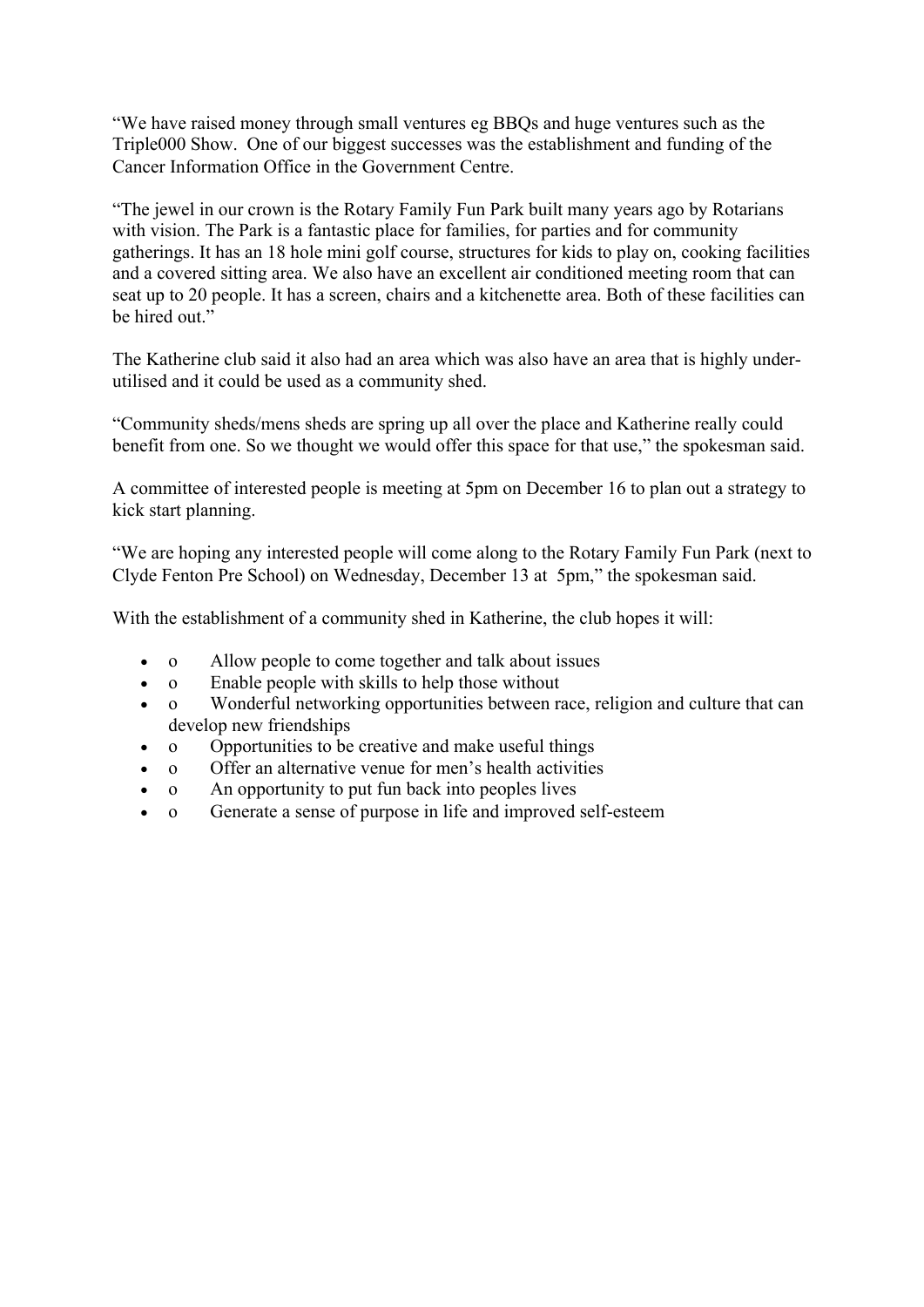"We have raised money through small ventures eg BBQs and huge ventures such as the Triple000 Show. One of our biggest successes was the establishment and funding of the Cancer Information Office in the Government Centre.

"The jewel in our crown is the Rotary Family Fun Park built many years ago by Rotarians with vision. The Park is a fantastic place for families, for parties and for community gatherings. It has an 18 hole mini golf course, structures for kids to play on, cooking facilities and a covered sitting area. We also have an excellent air conditioned meeting room that can seat up to 20 people. It has a screen, chairs and a kitchenette area. Both of these facilities can be hired out."

The Katherine club said it also had an area which was also have an area that is highly under-utilised and it could be used as a community shed.

"Community sheds/mens sheds are spring up all over the place and Katherine really could benefit from one. So we thought we would offer this space for that use," the spokesman said.

A committee of interested people is meeting at 5pm on December 16 to plan out a strategy to kick start planning.

"We are hoping any interested people will come along to the Rotary Family Fun Park (next to Clyde Fenton Pre School) on Wednesday, December 13 at 5pm," the spokesman said.

With the establishment of a community shed in Katherine, the club hopes it will:

- o Allow people to come together and talk about issues
- o Enable people with skills to help those without
- o Wonderful networking opportunities between race, religion and culture that can develop new friendships
- o Opportunities to be creative and make useful things
- o Offer an alternative venue for men's health activities
- o An opportunity to put fun back into peoples lives
- o Generate a sense of purpose in life and improved self-esteem